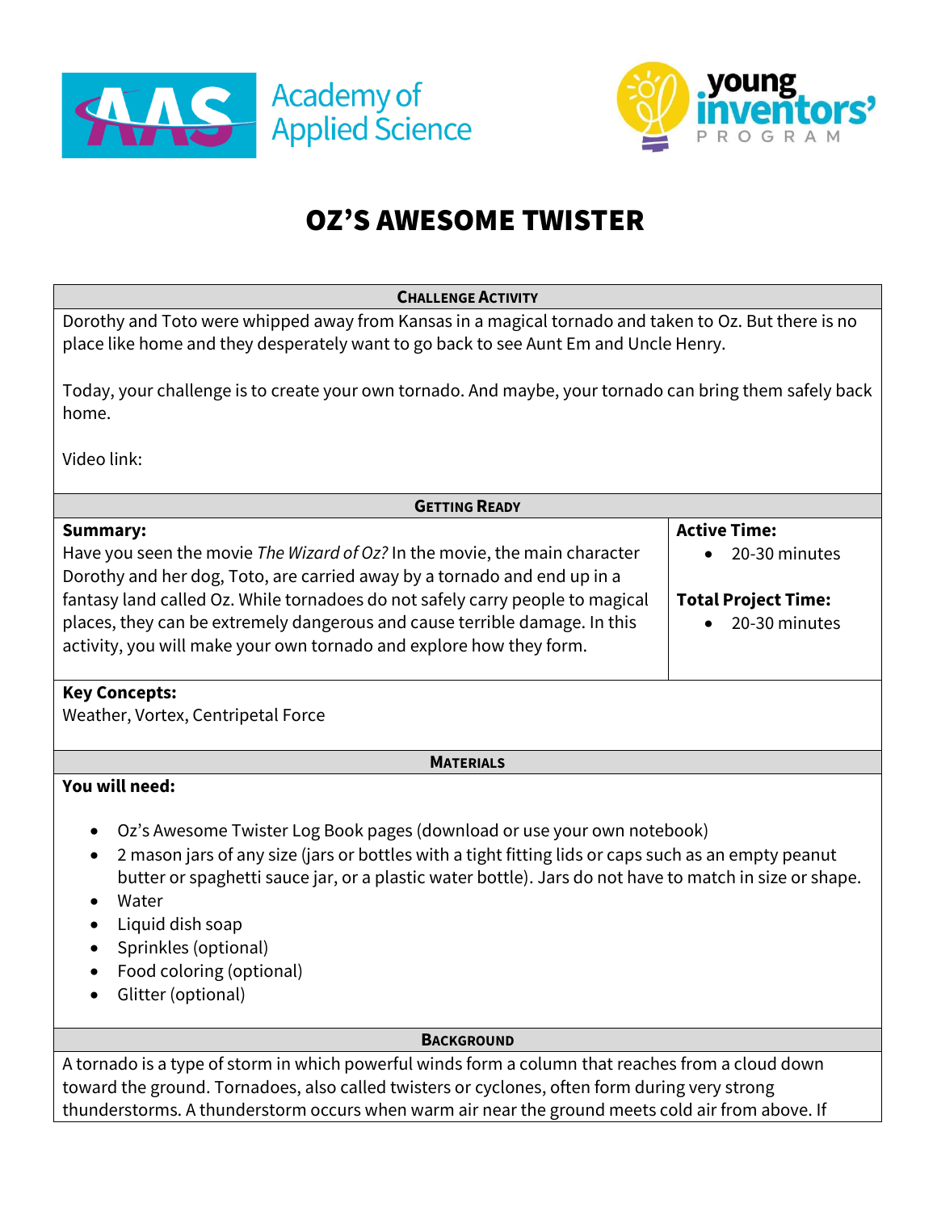# OZ'S AWESOME TWISTER

## Challenge Activity

Dorothy and Toto were whipped away from Kansas in a magical tornado and taken to Oz. But there is no place like home and they desperately want to go back to see Aunt Em and Uncle Henry.

Today, your challenge is to create your own tornado. And maybe, your tornado can bring them safely back home.

Video link:

## Getting Ready

**Summary:**
Have you seen the movie *The Wizard of Oz?* In the movie, the main character Dorothy and her dog, Toto, are carried away by a tornado and end up in a fantasy land called Oz. While tornadoes do not safely carry people to magical places, they can be extremely dangerous and cause terrible damage. In this activity, you will make your own tornado and explore how they form.

**Active Time:**
- 20-30 minutes

**Total Project Time:**
- 20-30 minutes

**Key Concepts:**
Weather, Vortex, Centripetal Force

## Materials

**You will need:**

- Oz's Awesome Twister Log Book pages (download or use your own notebook)
- 2 mason jars of any size (jars or bottles with a tight fitting lids or caps such as an empty peanut butter or spaghetti sauce jar, or a plastic water bottle). Jars do not have to match in size or shape.
- Water
- Liquid dish soap
- Sprinkles (optional)
- Food coloring (optional)
- Glitter (optional)

## Background

A tornado is a type of storm in which powerful winds form a column that reaches from a cloud down toward the ground. Tornadoes, also called twisters or cyclones, often form during very strong thunderstorms. A thunderstorm occurs when warm air near the ground meets cold air from above. If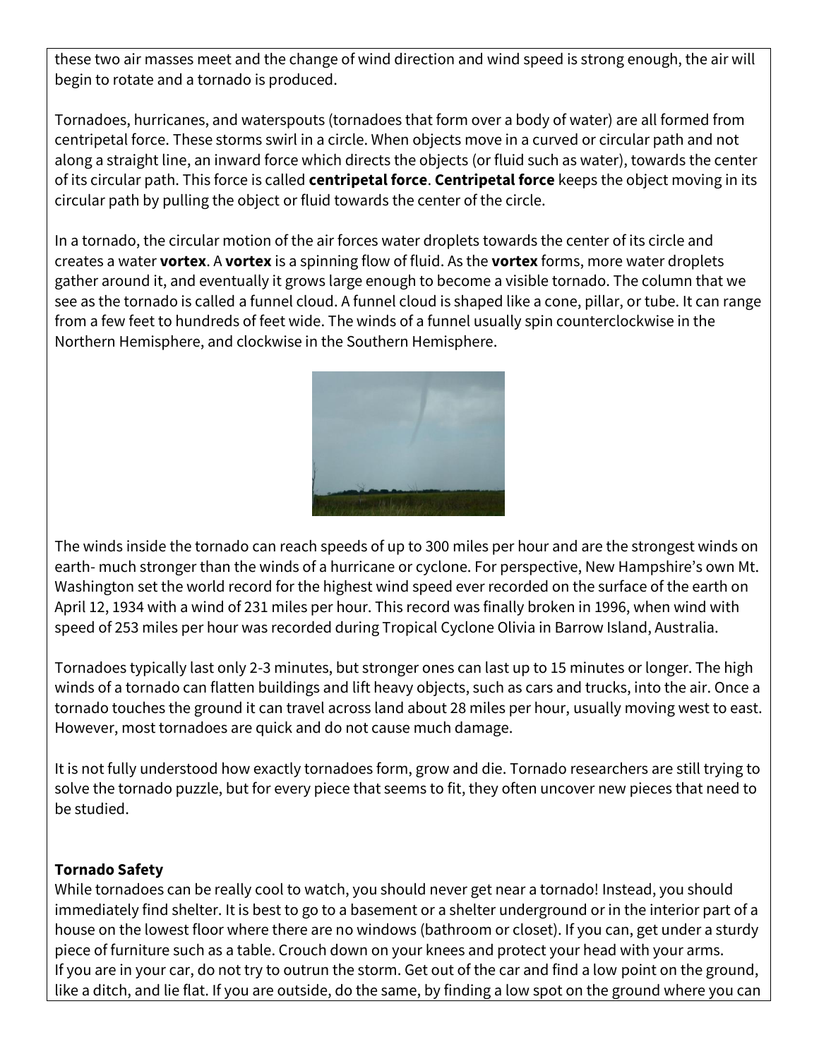these two air masses meet and the change of wind direction and wind speed is strong enough, the air will begin to rotate and a tornado is produced.

Tornadoes, hurricanes, and waterspouts (tornadoes that form over a body of water) are all formed from centripetal force. These storms swirl in a circle. When objects move in a curved or circular path and not along a straight line, an inward force which directs the objects (or fluid such as water), towards the center of its circular path. This force is called **centripetal force**. **Centripetal force** keeps the object moving in its circular path by pulling the object or fluid towards the center of the circle.

In a tornado, the circular motion of the air forces water droplets towards the center of its circle and creates a water **vortex**. A **vortex** is a spinning flow of fluid. As the **vortex** forms, more water droplets gather around it, and eventually it grows large enough to become a visible tornado. The column that we see as the tornado is called a funnel cloud. A funnel cloud is shaped like a cone, pillar, or tube. It can range from a few feet to hundreds of feet wide. The winds of a funnel usually spin counterclockwise in the Northern Hemisphere, and clockwise in the Southern Hemisphere.

The winds inside the tornado can reach speeds of up to 300 miles per hour and are the strongest winds on earth- much stronger than the winds of a hurricane or cyclone. For perspective, New Hampshire's own Mt. Washington set the world record for the highest wind speed ever recorded on the surface of the earth on April 12, 1934 with a wind of 231 miles per hour. This record was finally broken in 1996, when wind with speed of 253 miles per hour was recorded during Tropical Cyclone Olivia in Barrow Island, Australia.

Tornadoes typically last only 2-3 minutes, but stronger ones can last up to 15 minutes or longer. The high winds of a tornado can flatten buildings and lift heavy objects, such as cars and trucks, into the air. Once a tornado touches the ground it can travel across land about 28 miles per hour, usually moving west to east. However, most tornadoes are quick and do not cause much damage.

It is not fully understood how exactly tornadoes form, grow and die. Tornado researchers are still trying to solve the tornado puzzle, but for every piece that seems to fit, they often uncover new pieces that need to be studied.

**Tornado Safety**

While tornadoes can be really cool to watch, you should never get near a tornado! Instead, you should immediately find shelter. It is best to go to a basement or a shelter underground or in the interior part of a house on the lowest floor where there are no windows (bathroom or closet). If you can, get under a sturdy piece of furniture such as a table. Crouch down on your knees and protect your head with your arms.
If you are in your car, do not try to outrun the storm. Get out of the car and find a low point on the ground, like a ditch, and lie flat. If you are outside, do the same, by finding a low spot on the ground where you can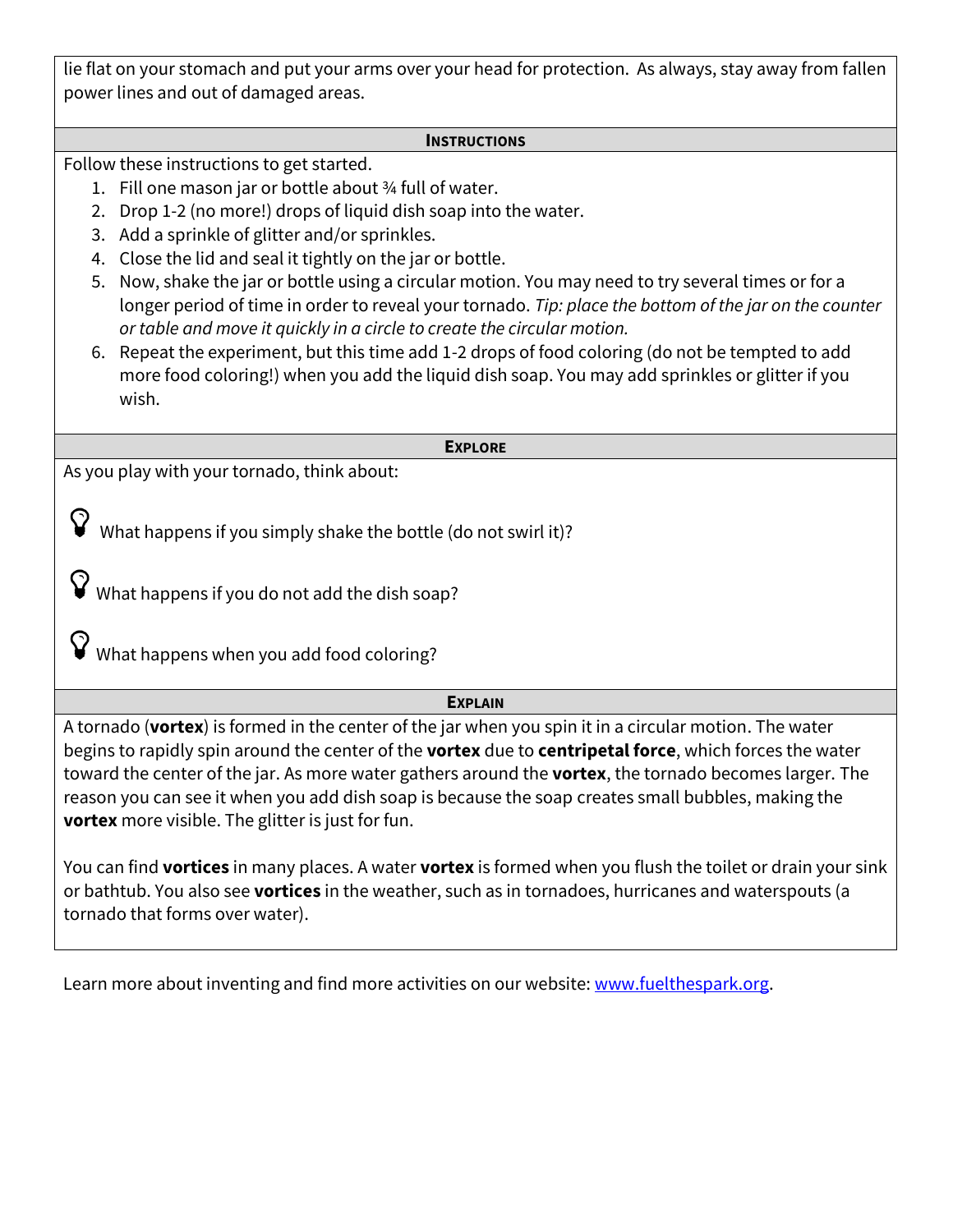lie flat on your stomach and put your arms over your head for protection. As always, stay away from fallen power lines and out of damaged areas.

## INSTRUCTIONS

Follow these instructions to get started.

1. Fill one mason jar or bottle about ¾ full of water.
2. Drop 1-2 (no more!) drops of liquid dish soap into the water.
3. Add a sprinkle of glitter and/or sprinkles.
4. Close the lid and seal it tightly on the jar or bottle.
5. Now, shake the jar or bottle using a circular motion. You may need to try several times or for a longer period of time in order to reveal your tornado. *Tip: place the bottom of the jar on the counter or table and move it quickly in a circle to create the circular motion.*
6. Repeat the experiment, but this time add 1-2 drops of food coloring (do not be tempted to add more food coloring!) when you add the liquid dish soap. You may add sprinkles or glitter if you wish.

## EXPLORE

As you play with your tornado, think about:

- What happens if you simply shake the bottle (do not swirl it)?
- What happens if you do not add the dish soap?
- What happens when you add food coloring?

## EXPLAIN

A tornado (**vortex**) is formed in the center of the jar when you spin it in a circular motion. The water begins to rapidly spin around the center of the **vortex** due to **centripetal force**, which forces the water toward the center of the jar. As more water gathers around the **vortex**, the tornado becomes larger. The reason you can see it when you add dish soap is because the soap creates small bubbles, making the **vortex** more visible. The glitter is just for fun.

You can find **vortices** in many places. A water **vortex** is formed when you flush the toilet or drain your sink or bathtub. You also see **vortices** in the weather, such as in tornadoes, hurricanes and waterspouts (a tornado that forms over water).

Learn more about inventing and find more activities on our website: [www.fuelthespark.org](http://www.fuelthespark.org).